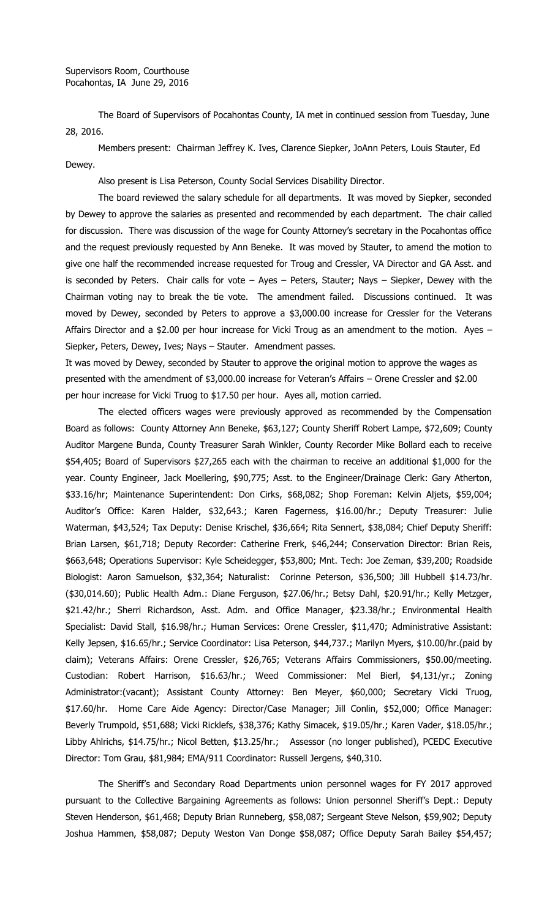Supervisors Room, Courthouse
Pocahontas, IA June 29, 2016

The Board of Supervisors of Pocahontas County, IA met in continued session from Tuesday, June 28, 2016.

Members present: Chairman Jeffrey K. Ives, Clarence Siepker, JoAnn Peters, Louis Stauter, Ed Dewey.

Also present is Lisa Peterson, County Social Services Disability Director.

The board reviewed the salary schedule for all departments. It was moved by Siepker, seconded by Dewey to approve the salaries as presented and recommended by each department. The chair called for discussion. There was discussion of the wage for County Attorney's secretary in the Pocahontas office and the request previously requested by Ann Beneke. It was moved by Stauter, to amend the motion to give one half the recommended increase requested for Troug and Cressler, VA Director and GA Asst. and is seconded by Peters. Chair calls for vote – Ayes – Peters, Stauter; Nays – Siepker, Dewey with the Chairman voting nay to break the tie vote. The amendment failed. Discussions continued. It was moved by Dewey, seconded by Peters to approve a $3,000.00 increase for Cressler for the Veterans Affairs Director and a $2.00 per hour increase for Vicki Troug as an amendment to the motion. Ayes – Siepker, Peters, Dewey, Ives; Nays – Stauter. Amendment passes.

It was moved by Dewey, seconded by Stauter to approve the original motion to approve the wages as presented with the amendment of $3,000.00 increase for Veteran's Affairs – Orene Cressler and $2.00 per hour increase for Vicki Truog to $17.50 per hour. Ayes all, motion carried.

The elected officers wages were previously approved as recommended by the Compensation Board as follows: County Attorney Ann Beneke, $63,127; County Sheriff Robert Lampe, $72,609; County Auditor Margene Bunda, County Treasurer Sarah Winkler, County Recorder Mike Bollard each to receive $54,405; Board of Supervisors $27,265 each with the chairman to receive an additional $1,000 for the year. County Engineer, Jack Moellering, $90,775; Asst. to the Engineer/Drainage Clerk: Gary Atherton, $33.16/hr; Maintenance Superintendent: Don Cirks, $68,082; Shop Foreman: Kelvin Aljets, $59,004; Auditor's Office: Karen Halder, $32,643.; Karen Fagerness, $16.00/hr.; Deputy Treasurer: Julie Waterman, $43,524; Tax Deputy: Denise Krischel, $36,664; Rita Sennert, $38,084; Chief Deputy Sheriff: Brian Larsen, $61,718; Deputy Recorder: Catherine Frerk, $46,244; Conservation Director: Brian Reis, $663,648; Operations Supervisor: Kyle Scheidegger, $53,800; Mnt. Tech: Joe Zeman, $39,200; Roadside Biologist: Aaron Samuelson, $32,364; Naturalist: Corinne Peterson, $36,500; Jill Hubbell $14.73/hr. ($30,014.60); Public Health Adm.: Diane Ferguson, $27.06/hr.; Betsy Dahl, $20.91/hr.; Kelly Metzger, $21.42/hr.; Sherri Richardson, Asst. Adm. and Office Manager, $23.38/hr.; Environmental Health Specialist: David Stall, $16.98/hr.; Human Services: Orene Cressler, $11,470; Administrative Assistant: Kelly Jepsen, $16.65/hr.; Service Coordinator: Lisa Peterson, $44,737.; Marilyn Myers, $10.00/hr.(paid by claim); Veterans Affairs: Orene Cressler, $26,765; Veterans Affairs Commissioners, $50.00/meeting. Custodian: Robert Harrison, $16.63/hr.; Weed Commissioner: Mel Bierl, $4,131/yr.; Zoning Administrator:(vacant); Assistant County Attorney: Ben Meyer, $60,000; Secretary Vicki Truog, $17.60/hr. Home Care Aide Agency: Director/Case Manager; Jill Conlin, $52,000; Office Manager: Beverly Trumpold, $51,688; Vicki Ricklefs, $38,376; Kathy Simacek, $19.05/hr.; Karen Vader, $18.05/hr.; Libby Ahlrichs, $14.75/hr.; Nicol Betten, $13.25/hr.; Assessor (no longer published), PCEDC Executive Director: Tom Grau, $81,984; EMA/911 Coordinator: Russell Jergens, $40,310.

The Sheriff's and Secondary Road Departments union personnel wages for FY 2017 approved pursuant to the Collective Bargaining Agreements as follows: Union personnel Sheriff's Dept.: Deputy Steven Henderson, $61,468; Deputy Brian Runneberg, $58,087; Sergeant Steve Nelson, $59,902; Deputy Joshua Hammen, $58,087; Deputy Weston Van Donge $58,087; Office Deputy Sarah Bailey $54,457;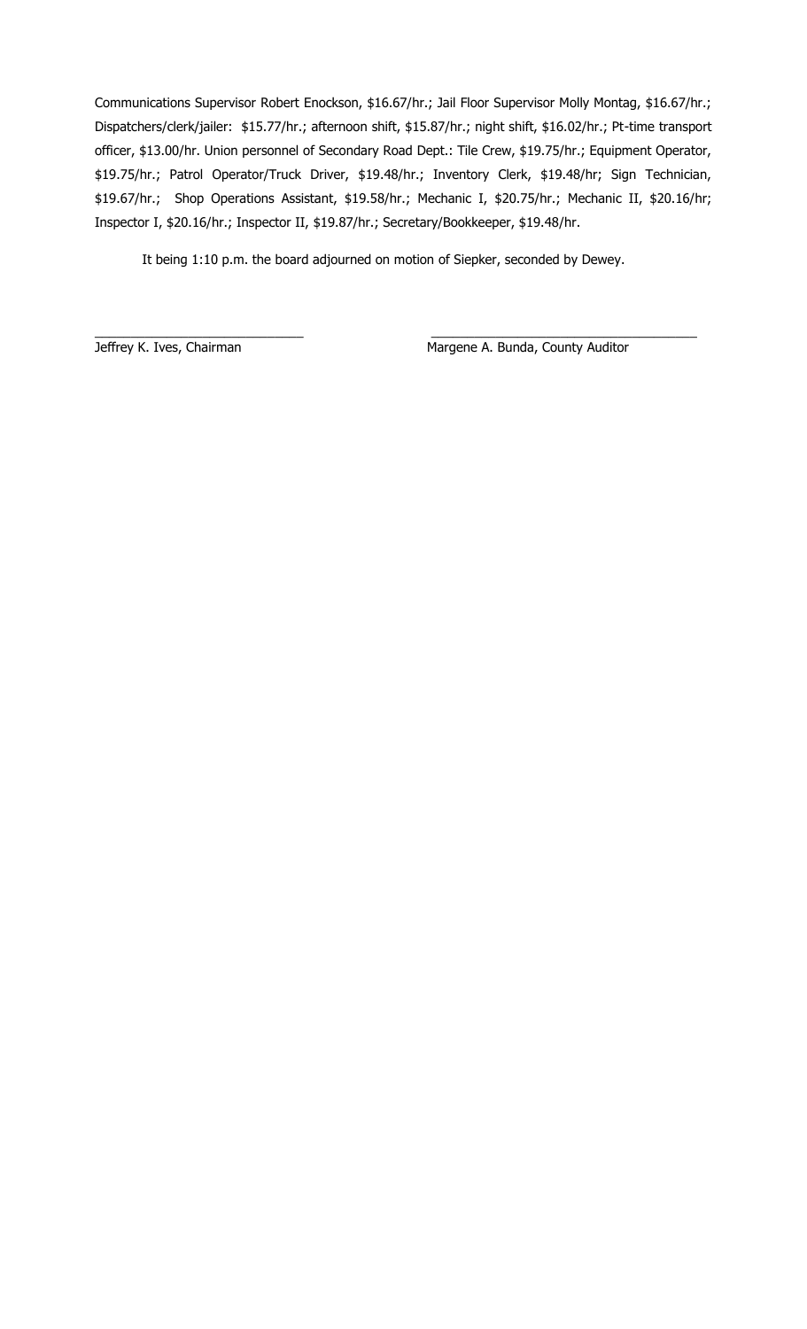Communications Supervisor Robert Enockson, $16.67/hr.; Jail Floor Supervisor Molly Montag, $16.67/hr.; Dispatchers/clerk/jailer: $15.77/hr.; afternoon shift, $15.87/hr.; night shift, $16.02/hr.; Pt-time transport officer, $13.00/hr. Union personnel of Secondary Road Dept.: Tile Crew, $19.75/hr.; Equipment Operator, $19.75/hr.; Patrol Operator/Truck Driver, $19.48/hr.; Inventory Clerk, $19.48/hr; Sign Technician, $19.67/hr.; Shop Operations Assistant, $19.58/hr.; Mechanic I, $20.75/hr.; Mechanic II, $20.16/hr; Inspector I, $20.16/hr.; Inspector II, $19.87/hr.; Secretary/Bookkeeper, $19.48/hr.

It being 1:10 p.m. the board adjourned on motion of Siepker, seconded by Dewey.

\_\_\_\_\_\_\_\_\_\_\_\_\_\_\_\_\_\_\_\_\_\_\_\_\_\_\_\_\_\_
Jeffrey K. Ives, Chairman

\_\_\_\_\_\_\_\_\_\_\_\_\_\_\_\_\_\_\_\_\_\_\_\_\_\_\_\_\_\_
Margene A. Bunda, County Auditor